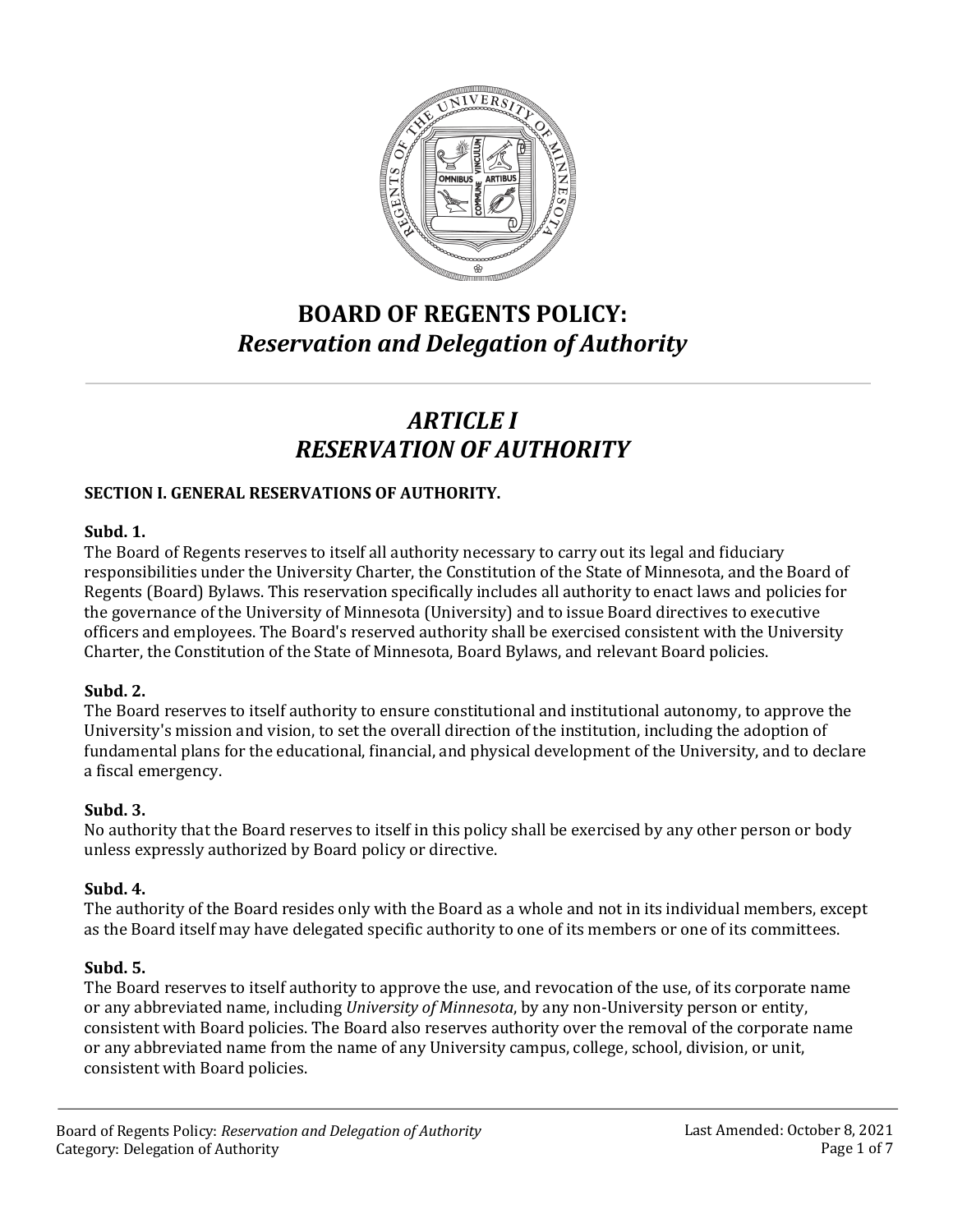# BOARD OF REGENTS POLICY:
# *Reservation and Delegation of Authority*

---

## *ARTICLE I*
## *RESERVATION OF AUTHORITY*

### SECTION I. GENERAL RESERVATIONS OF AUTHORITY.

**Subd. 1.**
The Board of Regents reserves to itself all authority necessary to carry out its legal and fiduciary responsibilities under the University Charter, the Constitution of the State of Minnesota, and the Board of Regents (Board) Bylaws. This reservation specifically includes all authority to enact laws and policies for the governance of the University of Minnesota (University) and to issue Board directives to executive officers and employees. The Board's reserved authority shall be exercised consistent with the University Charter, the Constitution of the State of Minnesota, Board Bylaws, and relevant Board policies.

**Subd. 2.**
The Board reserves to itself authority to ensure constitutional and institutional autonomy, to approve the University's mission and vision, to set the overall direction of the institution, including the adoption of fundamental plans for the educational, financial, and physical development of the University, and to declare a fiscal emergency.

**Subd. 3.**
No authority that the Board reserves to itself in this policy shall be exercised by any other person or body unless expressly authorized by Board policy or directive.

**Subd. 4.**
The authority of the Board resides only with the Board as a whole and not in its individual members, except as the Board itself may have delegated specific authority to one of its members or one of its committees.

**Subd. 5.**
The Board reserves to itself authority to approve the use, and revocation of the use, of its corporate name or any abbreviated name, including *University of Minnesota*, by any non-University person or entity, consistent with Board policies. The Board also reserves authority over the removal of the corporate name or any abbreviated name from the name of any University campus, college, school, division, or unit, consistent with Board policies.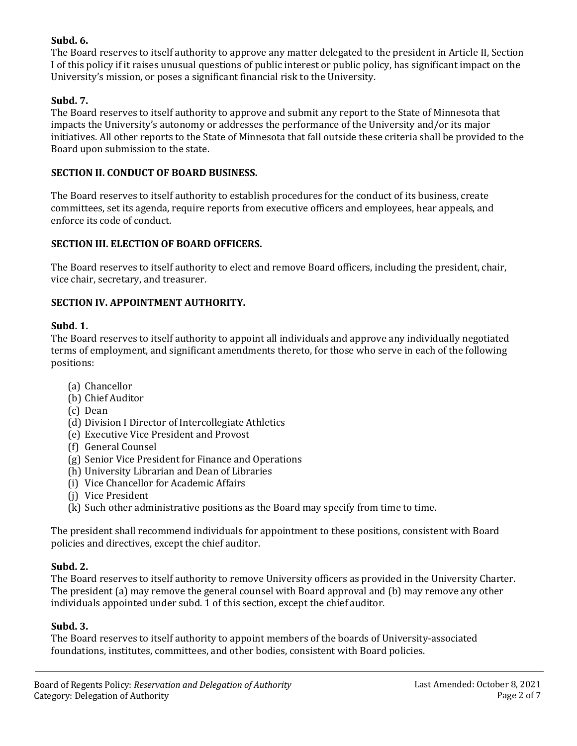**Subd. 6.**
The Board reserves to itself authority to approve any matter delegated to the president in Article II, Section I of this policy if it raises unusual questions of public interest or public policy, has significant impact on the University's mission, or poses a significant financial risk to the University.

**Subd. 7.**
The Board reserves to itself authority to approve and submit any report to the State of Minnesota that impacts the University's autonomy or addresses the performance of the University and/or its major initiatives. All other reports to the State of Minnesota that fall outside these criteria shall be provided to the Board upon submission to the state.

## SECTION II. CONDUCT OF BOARD BUSINESS.

The Board reserves to itself authority to establish procedures for the conduct of its business, create committees, set its agenda, require reports from executive officers and employees, hear appeals, and enforce its code of conduct.

## SECTION III. ELECTION OF BOARD OFFICERS.

The Board reserves to itself authority to elect and remove Board officers, including the president, chair, vice chair, secretary, and treasurer.

## SECTION IV. APPOINTMENT AUTHORITY.

**Subd. 1.**
The Board reserves to itself authority to appoint all individuals and approve any individually negotiated terms of employment, and significant amendments thereto, for those who serve in each of the following positions:

(a) Chancellor
(b) Chief Auditor
(c) Dean
(d) Division I Director of Intercollegiate Athletics
(e) Executive Vice President and Provost
(f) General Counsel
(g) Senior Vice President for Finance and Operations
(h) University Librarian and Dean of Libraries
(i) Vice Chancellor for Academic Affairs
(j) Vice President
(k) Such other administrative positions as the Board may specify from time to time.

The president shall recommend individuals for appointment to these positions, consistent with Board policies and directives, except the chief auditor.

**Subd. 2.**
The Board reserves to itself authority to remove University officers as provided in the University Charter. The president (a) may remove the general counsel with Board approval and (b) may remove any other individuals appointed under subd. 1 of this section, except the chief auditor.

**Subd. 3.**
The Board reserves to itself authority to appoint members of the boards of University-associated foundations, institutes, committees, and other bodies, consistent with Board policies.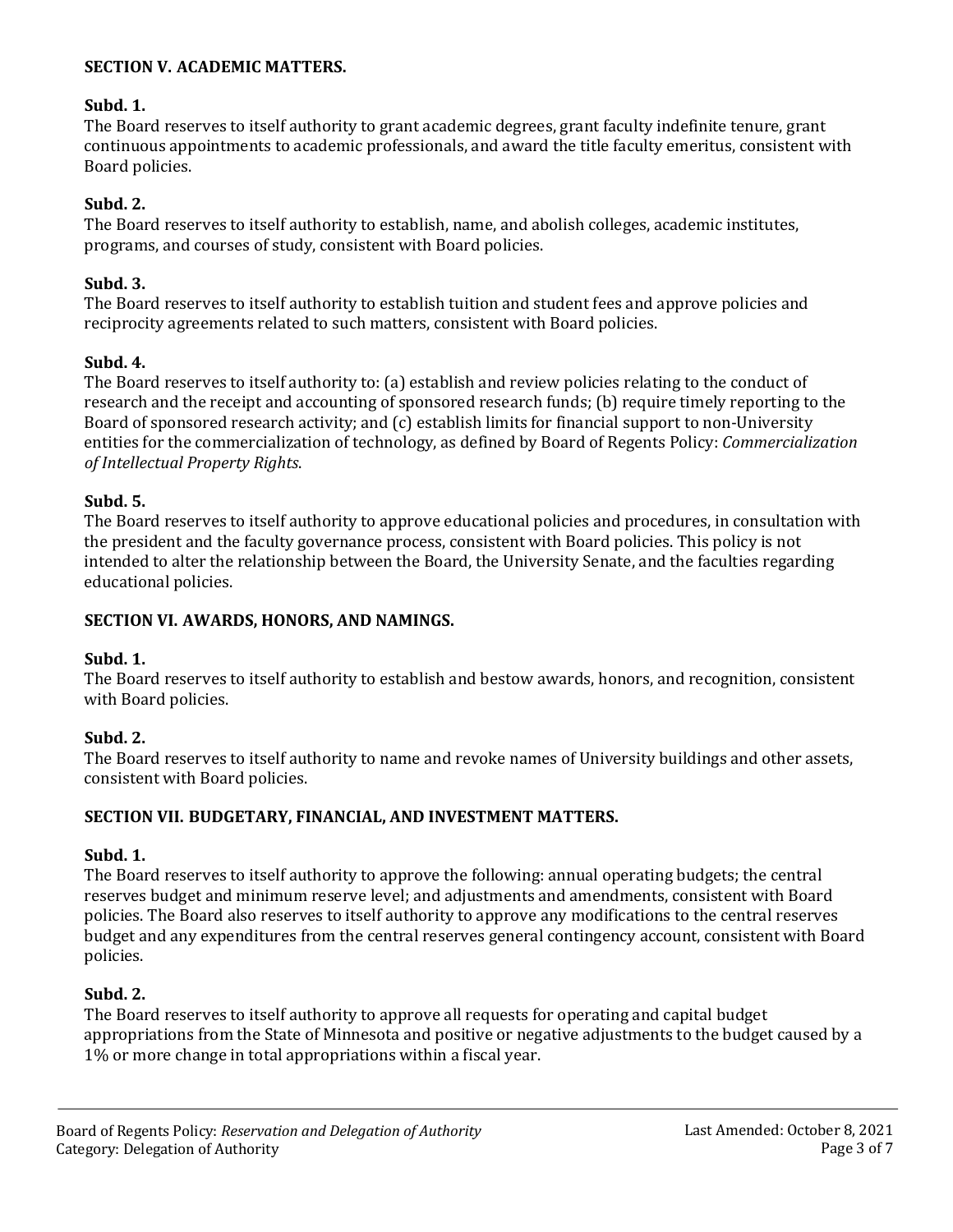## SECTION V. ACADEMIC MATTERS.

**Subd. 1.**
The Board reserves to itself authority to grant academic degrees, grant faculty indefinite tenure, grant continuous appointments to academic professionals, and award the title faculty emeritus, consistent with Board policies.

**Subd. 2.**
The Board reserves to itself authority to establish, name, and abolish colleges, academic institutes, programs, and courses of study, consistent with Board policies.

**Subd. 3.**
The Board reserves to itself authority to establish tuition and student fees and approve policies and reciprocity agreements related to such matters, consistent with Board policies.

**Subd. 4.**
The Board reserves to itself authority to: (a) establish and review policies relating to the conduct of research and the receipt and accounting of sponsored research funds; (b) require timely reporting to the Board of sponsored research activity; and (c) establish limits for financial support to non-University entities for the commercialization of technology, as defined by Board of Regents Policy: *Commercialization of Intellectual Property Rights*.

**Subd. 5.**
The Board reserves to itself authority to approve educational policies and procedures, in consultation with the president and the faculty governance process, consistent with Board policies. This policy is not intended to alter the relationship between the Board, the University Senate, and the faculties regarding educational policies.

## SECTION VI. AWARDS, HONORS, AND NAMINGS.

**Subd. 1.**
The Board reserves to itself authority to establish and bestow awards, honors, and recognition, consistent with Board policies.

**Subd. 2.**
The Board reserves to itself authority to name and revoke names of University buildings and other assets, consistent with Board policies.

## SECTION VII. BUDGETARY, FINANCIAL, AND INVESTMENT MATTERS.

**Subd. 1.**
The Board reserves to itself authority to approve the following: annual operating budgets; the central reserves budget and minimum reserve level; and adjustments and amendments, consistent with Board policies. The Board also reserves to itself authority to approve any modifications to the central reserves budget and any expenditures from the central reserves general contingency account, consistent with Board policies.

**Subd. 2.**
The Board reserves to itself authority to approve all requests for operating and capital budget appropriations from the State of Minnesota and positive or negative adjustments to the budget caused by a 1% or more change in total appropriations within a fiscal year.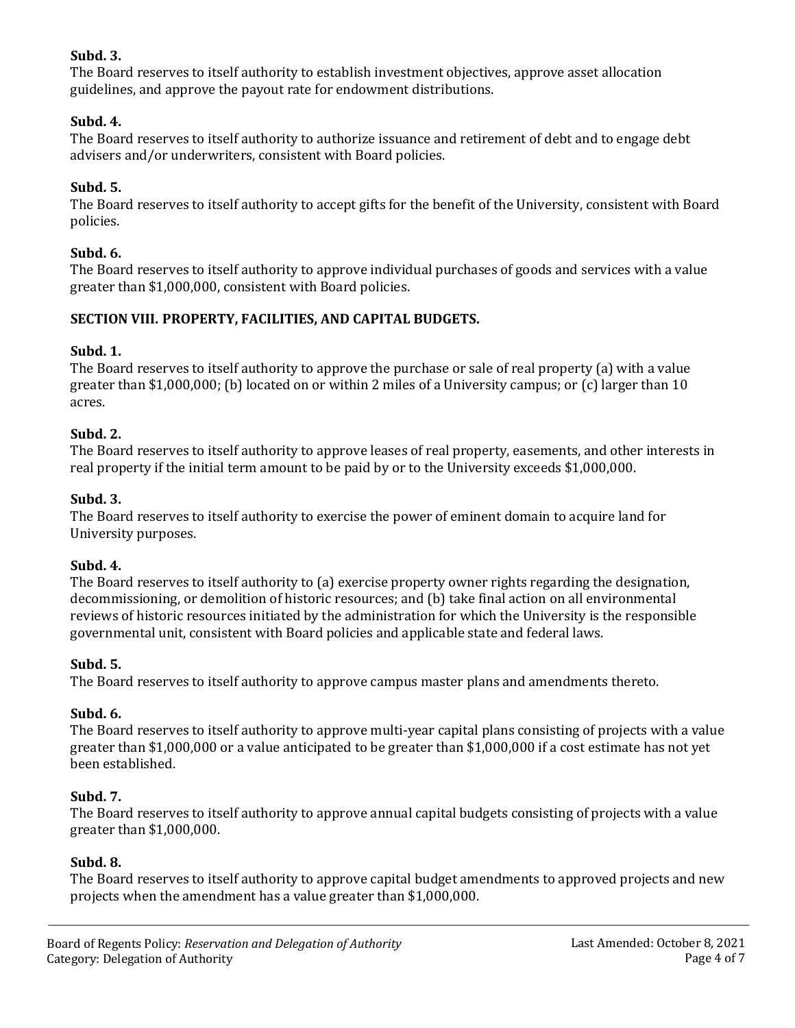**Subd. 3.**
The Board reserves to itself authority to establish investment objectives, approve asset allocation guidelines, and approve the payout rate for endowment distributions.

**Subd. 4.**
The Board reserves to itself authority to authorize issuance and retirement of debt and to engage debt advisers and/or underwriters, consistent with Board policies.

**Subd. 5.**
The Board reserves to itself authority to accept gifts for the benefit of the University, consistent with Board policies.

**Subd. 6.**
The Board reserves to itself authority to approve individual purchases of goods and services with a value greater than $1,000,000, consistent with Board policies.

## SECTION VIII. PROPERTY, FACILITIES, AND CAPITAL BUDGETS.

**Subd. 1.**
The Board reserves to itself authority to approve the purchase or sale of real property (a) with a value greater than $1,000,000; (b) located on or within 2 miles of a University campus; or (c) larger than 10 acres.

**Subd. 2.**
The Board reserves to itself authority to approve leases of real property, easements, and other interests in real property if the initial term amount to be paid by or to the University exceeds $1,000,000.

**Subd. 3.**
The Board reserves to itself authority to exercise the power of eminent domain to acquire land for University purposes.

**Subd. 4.**
The Board reserves to itself authority to (a) exercise property owner rights regarding the designation, decommissioning, or demolition of historic resources; and (b) take final action on all environmental reviews of historic resources initiated by the administration for which the University is the responsible governmental unit, consistent with Board policies and applicable state and federal laws.

**Subd. 5.**
The Board reserves to itself authority to approve campus master plans and amendments thereto.

**Subd. 6.**
The Board reserves to itself authority to approve multi-year capital plans consisting of projects with a value greater than $1,000,000 or a value anticipated to be greater than $1,000,000 if a cost estimate has not yet been established.

**Subd. 7.**
The Board reserves to itself authority to approve annual capital budgets consisting of projects with a value greater than $1,000,000.

**Subd. 8.**
The Board reserves to itself authority to approve capital budget amendments to approved projects and new projects when the amendment has a value greater than $1,000,000.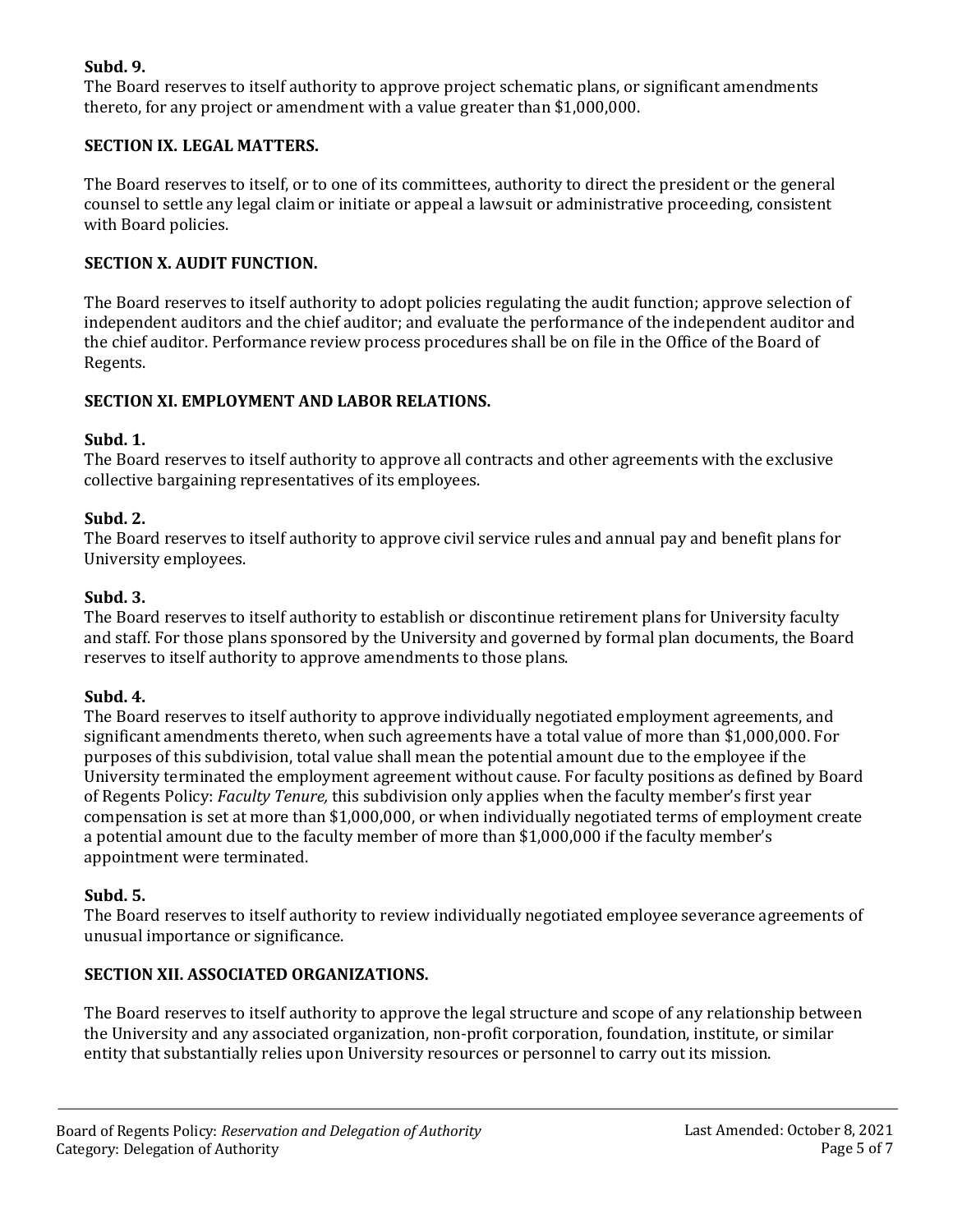**Subd. 9.**
The Board reserves to itself authority to approve project schematic plans, or significant amendments thereto, for any project or amendment with a value greater than $1,000,000.

## SECTION IX. LEGAL MATTERS.

The Board reserves to itself, or to one of its committees, authority to direct the president or the general counsel to settle any legal claim or initiate or appeal a lawsuit or administrative proceeding, consistent with Board policies.

## SECTION X. AUDIT FUNCTION.

The Board reserves to itself authority to adopt policies regulating the audit function; approve selection of independent auditors and the chief auditor; and evaluate the performance of the independent auditor and the chief auditor. Performance review process procedures shall be on file in the Office of the Board of Regents.

## SECTION XI. EMPLOYMENT AND LABOR RELATIONS.

**Subd. 1.**
The Board reserves to itself authority to approve all contracts and other agreements with the exclusive collective bargaining representatives of its employees.

**Subd. 2.**
The Board reserves to itself authority to approve civil service rules and annual pay and benefit plans for University employees.

**Subd. 3.**
The Board reserves to itself authority to establish or discontinue retirement plans for University faculty and staff. For those plans sponsored by the University and governed by formal plan documents, the Board reserves to itself authority to approve amendments to those plans.

**Subd. 4.**
The Board reserves to itself authority to approve individually negotiated employment agreements, and significant amendments thereto, when such agreements have a total value of more than $1,000,000. For purposes of this subdivision, total value shall mean the potential amount due to the employee if the University terminated the employment agreement without cause. For faculty positions as defined by Board of Regents Policy: *Faculty Tenure,* this subdivision only applies when the faculty member's first year compensation is set at more than $1,000,000, or when individually negotiated terms of employment create a potential amount due to the faculty member of more than $1,000,000 if the faculty member's appointment were terminated.

**Subd. 5.**
The Board reserves to itself authority to review individually negotiated employee severance agreements of unusual importance or significance.

## SECTION XII. ASSOCIATED ORGANIZATIONS.

The Board reserves to itself authority to approve the legal structure and scope of any relationship between the University and any associated organization, non-profit corporation, foundation, institute, or similar entity that substantially relies upon University resources or personnel to carry out its mission.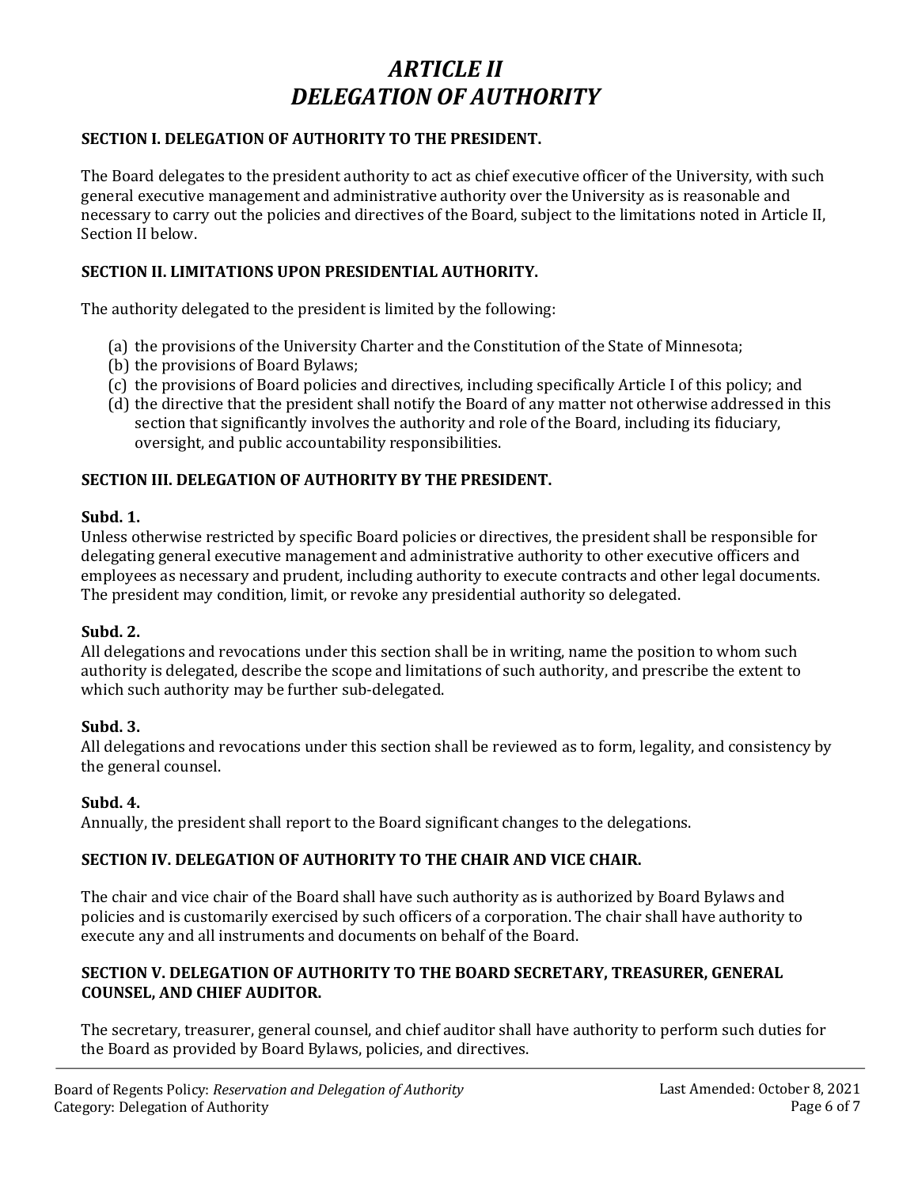# *ARTICLE II*
# *DELEGATION OF AUTHORITY*

**SECTION I. DELEGATION OF AUTHORITY TO THE PRESIDENT.**

The Board delegates to the president authority to act as chief executive officer of the University, with such general executive management and administrative authority over the University as is reasonable and necessary to carry out the policies and directives of the Board, subject to the limitations noted in Article II, Section II below.

**SECTION II. LIMITATIONS UPON PRESIDENTIAL AUTHORITY.**

The authority delegated to the president is limited by the following:

(a) the provisions of the University Charter and the Constitution of the State of Minnesota;
(b) the provisions of Board Bylaws;
(c) the provisions of Board policies and directives, including specifically Article I of this policy; and
(d) the directive that the president shall notify the Board of any matter not otherwise addressed in this section that significantly involves the authority and role of the Board, including its fiduciary, oversight, and public accountability responsibilities.

**SECTION III. DELEGATION OF AUTHORITY BY THE PRESIDENT.**

**Subd. 1.**
Unless otherwise restricted by specific Board policies or directives, the president shall be responsible for delegating general executive management and administrative authority to other executive officers and employees as necessary and prudent, including authority to execute contracts and other legal documents. The president may condition, limit, or revoke any presidential authority so delegated.

**Subd. 2.**
All delegations and revocations under this section shall be in writing, name the position to whom such authority is delegated, describe the scope and limitations of such authority, and prescribe the extent to which such authority may be further sub-delegated.

**Subd. 3.**
All delegations and revocations under this section shall be reviewed as to form, legality, and consistency by the general counsel.

**Subd. 4.**
Annually, the president shall report to the Board significant changes to the delegations.

**SECTION IV. DELEGATION OF AUTHORITY TO THE CHAIR AND VICE CHAIR.**

The chair and vice chair of the Board shall have such authority as is authorized by Board Bylaws and policies and is customarily exercised by such officers of a corporation. The chair shall have authority to execute any and all instruments and documents on behalf of the Board.

**SECTION V. DELEGATION OF AUTHORITY TO THE BOARD SECRETARY, TREASURER, GENERAL COUNSEL, AND CHIEF AUDITOR.**

The secretary, treasurer, general counsel, and chief auditor shall have authority to perform such duties for the Board as provided by Board Bylaws, policies, and directives.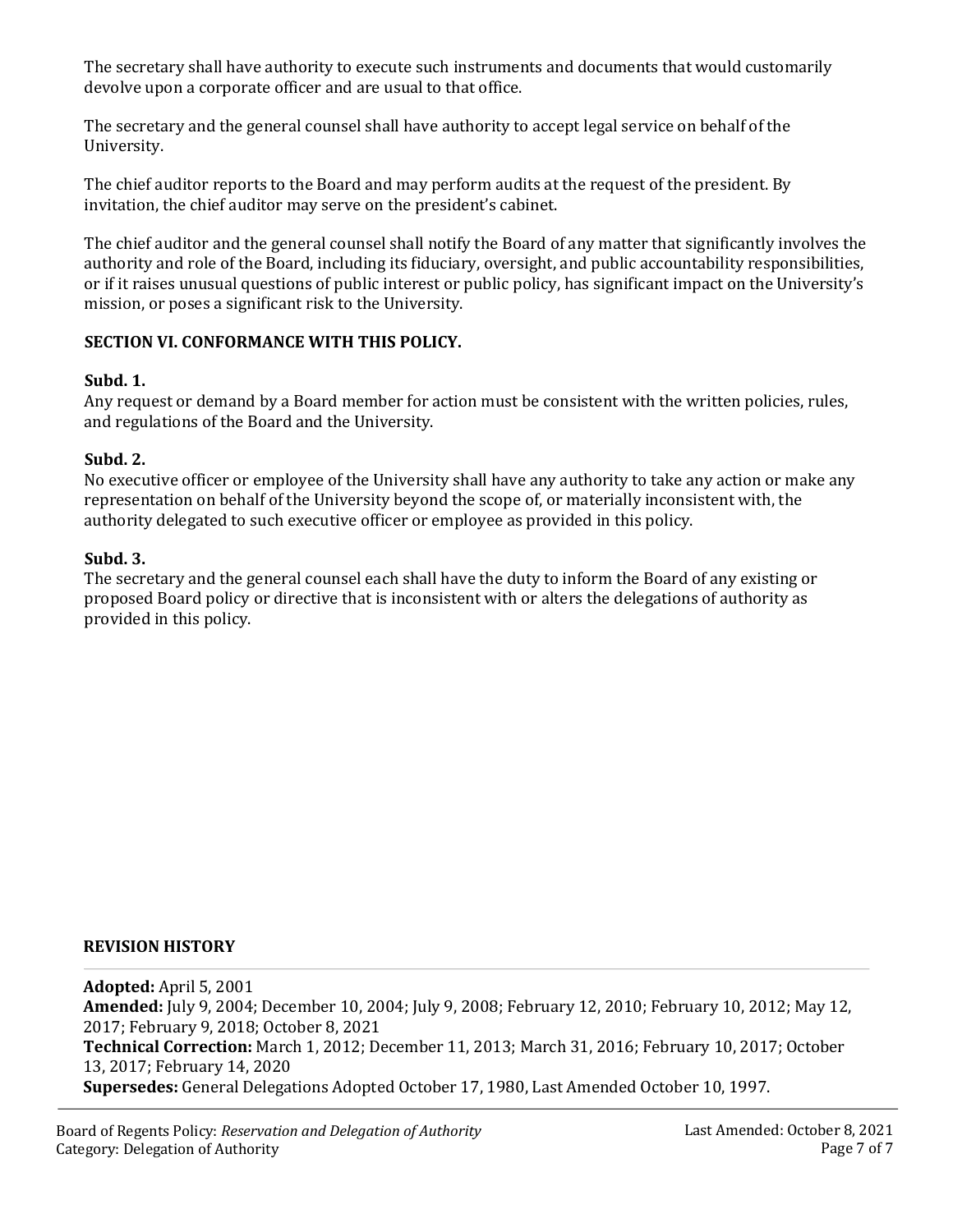The secretary shall have authority to execute such instruments and documents that would customarily devolve upon a corporate officer and are usual to that office.

The secretary and the general counsel shall have authority to accept legal service on behalf of the University.

The chief auditor reports to the Board and may perform audits at the request of the president. By invitation, the chief auditor may serve on the president's cabinet.

The chief auditor and the general counsel shall notify the Board of any matter that significantly involves the authority and role of the Board, including its fiduciary, oversight, and public accountability responsibilities, or if it raises unusual questions of public interest or public policy, has significant impact on the University's mission, or poses a significant risk to the University.

## SECTION VI. CONFORMANCE WITH THIS POLICY.

**Subd. 1.**
Any request or demand by a Board member for action must be consistent with the written policies, rules, and regulations of the Board and the University.

**Subd. 2.**
No executive officer or employee of the University shall have any authority to take any action or make any representation on behalf of the University beyond the scope of, or materially inconsistent with, the authority delegated to such executive officer or employee as provided in this policy.

**Subd. 3.**
The secretary and the general counsel each shall have the duty to inform the Board of any existing or proposed Board policy or directive that is inconsistent with or alters the delegations of authority as provided in this policy.

## REVISION HISTORY

---

**Adopted:** April 5, 2001
**Amended:** July 9, 2004; December 10, 2004; July 9, 2008; February 12, 2010; February 10, 2012; May 12, 2017; February 9, 2018; October 8, 2021
**Technical Correction:** March 1, 2012; December 11, 2013; March 31, 2016; February 10, 2017; October 13, 2017; February 14, 2020
**Supersedes:** General Delegations Adopted October 17, 1980, Last Amended October 10, 1997.